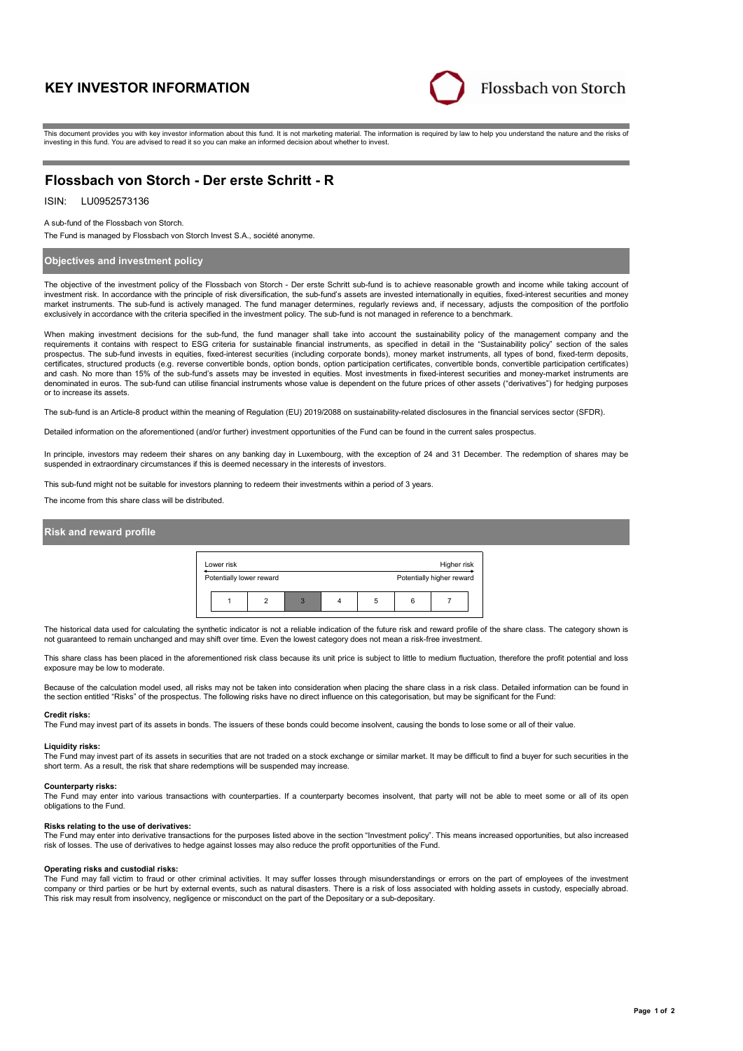# KEY INVESTOR INFORMATION

Flossbach von Storch

This document provides you with key investor information about this fund. It is not marketing material. The information is required by law to help you understand the nature and the risks of investing in this fund. You are advised to read it so you can make an informed decision about whether to invest.

## Flossbach von Storch - Der erste Schritt - R

ISIN: LU0952573136

A sub-fund of the Flossbach von Storch.

The Fund is managed by Flossbach von Storch Invest S.A., société anonyme.

### Objectives and investment policy

The objective of the investment policy of the Flossbach von Storch - Der erste Schritt sub-fund is to achieve reasonable growth and income while taking account of investment risk. In accordance with the principle of risk diversification, the sub-fund's assets are invested internationally in equities, fixed-interest securities and money market instruments. The sub-fund is actively managed. The fund manager determines, regularly reviews and, if necessary, adjusts the composition of the portfolio exclusively in accordance with the criteria specified in the investment policy. The sub-fund is not managed in reference to a benchmark.

When making investment decisions for the sub-fund, the fund manager shall take into account the sustainability policy of the management company and the requirements it contains with respect to ESG criteria for sustainable financial instruments, as specified in detail in the "Sustainability policy" section of the sales prospectus. The sub-fund invests in equities, fixed-interest securities (including corporate bonds), money market instruments, all types of bond, fixed-term deposits, certificates, structured products (e.g. reverse convertible bonds, option bonds, option participation certificates, convertible bonds, convertible participation certificates) and cash. No more than 15% of the sub-fund's assets may be invested in equities. Most investments in fixed-interest securities and money-market instruments are denominated in euros. The sub-fund can utilise financial instruments whose value is dependent on the future prices of other assets ("derivatives") for hedging purposes or to increase its assets.

The sub-fund is an Article-8 product within the meaning of Regulation (EU) 2019/2088 on sustainability-related disclosures in the financial services sector (SFDR).

Detailed information on the aforementioned (and/or further) investment opportunities of the Fund can be found in the current sales prospectus.

In principle, investors may redeem their shares on any banking day in Luxembourg, with the exception of 24 and 31 December. The redemption of shares may be suspended in extraordinary circumstances if this is deemed necessary in the interests of investors.

This sub-fund might not be suitable for investors planning to redeem their investments within a period of 3 years.

The income from this share class will be distributed.

### Risk and reward profile

| Lower risk | | | | | | Higher risk |
|---|---|---|---|---|---|---|
| Potentially lower reward | | | | | | Potentially higher reward |
| 1 | 2 | **3** | 4 | 5 | 6 | 7 |

The historical data used for calculating the synthetic indicator is not a reliable indication of the future risk and reward profile of the share class. The category shown is not guaranteed to remain unchanged and may shift over time. Even the lowest category does not mean a risk-free investment.

This share class has been placed in the aforementioned risk class because its unit price is subject to little to medium fluctuation, therefore the profit potential and loss exposure may be low to moderate.

Because of the calculation model used, all risks may not be taken into consideration when placing the share class in a risk class. Detailed information can be found in the section entitled "Risks" of the prospectus. The following risks have no direct influence on this categorisation, but may be significant for the Fund:

**Credit risks:**
The Fund may invest part of its assets in bonds. The issuers of these bonds could become insolvent, causing the bonds to lose some or all of their value.

**Liquidity risks:**
The Fund may invest part of its assets in securities that are not traded on a stock exchange or similar market. It may be difficult to find a buyer for such securities in the short term. As a result, the risk that share redemptions will be suspended may increase.

**Counterparty risks:**
The Fund may enter into various transactions with counterparties. If a counterparty becomes insolvent, that party will not be able to meet some or all of its open obligations to the Fund.

**Risks relating to the use of derivatives:**
The Fund may enter into derivative transactions for the purposes listed above in the section "Investment policy". This means increased opportunities, but also increased risk of losses. The use of derivatives to hedge against losses may also reduce the profit opportunities of the Fund.

**Operating risks and custodial risks:**
The Fund may fall victim to fraud or other criminal activities. It may suffer losses through misunderstandings or errors on the part of employees of the investment company or third parties or be hurt by external events, such as natural disasters. There is a risk of loss associated with holding assets in custody, especially abroad. This risk may result from insolvency, negligence or misconduct on the part of the Depositary or a sub-depositary.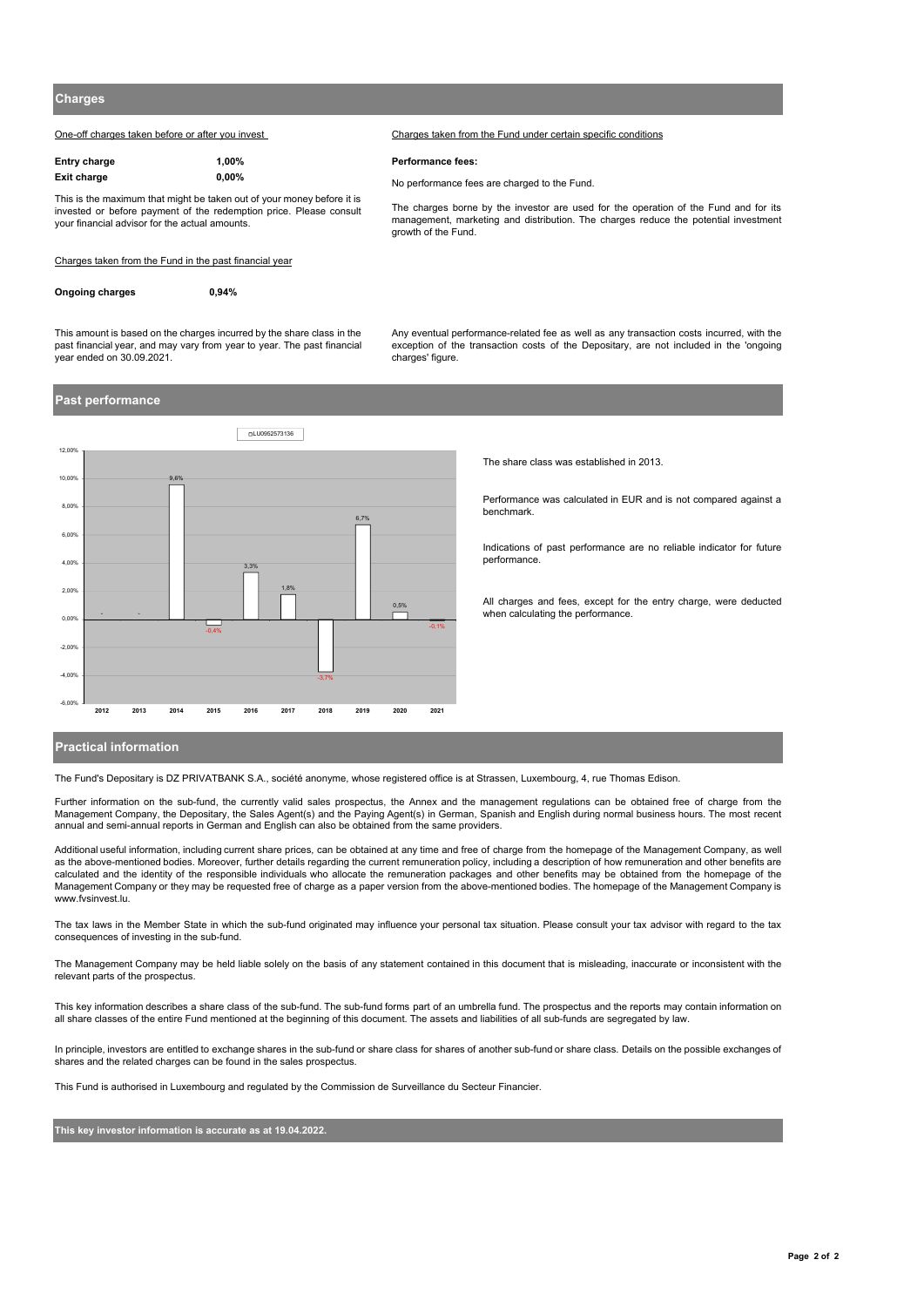## Charges

One-off charges taken before or after you invest

| | |
|---|---|
| **Entry charge** | **1,00%** |
| **Exit charge** | **0,00%** |

This is the maximum that might be taken out of your money before it is invested or before payment of the redemption price. Please consult your financial advisor for the actual amounts.

Charges taken from the Fund in the past financial year

| | |
|---|---|
| **Ongoing charges** | **0,94%** |

This amount is based on the charges incurred by the share class in the past financial year, and may vary from year to year. The past financial year ended on 30.09.2021.

Charges taken from the Fund under certain specific conditions

**Performance fees:**

No performance fees are charged to the Fund.

The charges borne by the investor are used for the operation of the Fund and for its management, marketing and distribution. The charges reduce the potential investment growth of the Fund.

Any eventual performance-related fee as well as any transaction costs incurred, with the exception of the transaction costs of the Depositary, are not included in the 'ongoing charges' figure.

## Past performance

LU0962573136

12,00%
10,00%
8,00%
6,00%
4,00%
2,00%
0,00%
-2,00%
-4,00%
-6,00%

2012: -
2013: -
2014: 9,6%
2015: -0,4%
2016: 3,3%
2017: 1,8%
2018: -3,7%
2019: 6,7%
2020: 0,5%
2021: -0,1%

The share class was established in 2013.

Performance was calculated in EUR and is not compared against a benchmark.

Indications of past performance are no reliable indicator for future performance.

All charges and fees, except for the entry charge, were deducted when calculating the performance.

## Practical information

The Fund's Depositary is DZ PRIVATBANK S.A., société anonyme, whose registered office is at Strassen, Luxembourg, 4, rue Thomas Edison.

Further information on the sub-fund, the currently valid sales prospectus, the Annex and the management regulations can be obtained free of charge from the Management Company, the Depositary, the Sales Agent(s) and the Paying Agent(s) in German, Spanish and English during normal business hours. The most recent annual and semi-annual reports in German and English can also be obtained from the same providers.

Additional useful information, including current share prices, can be obtained at any time and free of charge from the homepage of the Management Company, as well as the above-mentioned bodies. Moreover, further details regarding the current remuneration policy, including a description of how remuneration and other benefits are calculated and the identity of the responsible individuals who allocate the remuneration packages and other benefits may be obtained from the homepage of the Management Company or they may be requested free of charge as a paper version from the above-mentioned bodies. The homepage of the Management Company is www.fvsinvest.lu.

The tax laws in the Member State in which the sub-fund originated may influence your personal tax situation. Please consult your tax advisor with regard to the tax consequences of investing in the sub-fund.

The Management Company may be held liable solely on the basis of any statement contained in this document that is misleading, inaccurate or inconsistent with the relevant parts of the prospectus.

This key information describes a share class of the sub-fund. The sub-fund forms part of an umbrella fund. The prospectus and the reports may contain information on all share classes of the entire Fund mentioned at the beginning of this document. The assets and liabilities of all sub-funds are segregated by law.

In principle, investors are entitled to exchange shares in the sub-fund or share class for shares of another sub-fund or share class. Details on the possible exchanges of shares and the related charges can be found in the sales prospectus.

This Fund is authorised in Luxembourg and regulated by the Commission de Surveillance du Secteur Financier.

**This key investor information is accurate as at 19.04.2022.**